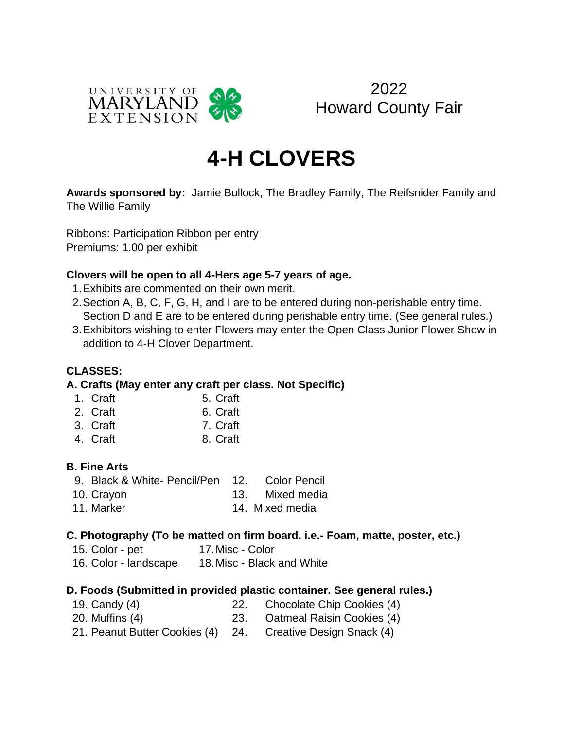UNIVERSITY OF MARYLAND EXTENSION

2022
Howard County Fair

# 4-H CLOVERS

**Awards sponsored by:** Jamie Bullock, The Bradley Family, The Reifsnider Family and The Willie Family

Ribbons: Participation Ribbon per entry
Premiums: 1.00 per exhibit

**Clovers will be open to all 4-Hers age 5-7 years of age.**

1. Exhibits are commented on their own merit.
2. Section A, B, C, F, G, H, and I are to be entered during non-perishable entry time. Section D and E are to be entered during perishable entry time. (See general rules.)
3. Exhibitors wishing to enter Flowers may enter the Open Class Junior Flower Show in addition to 4-H Clover Department.

**CLASSES:**

**A. Crafts (May enter any craft per class. Not Specific)**

1. Craft
2. Craft
3. Craft
4. Craft
5. Craft
6. Craft
7. Craft
8. Craft

**B. Fine Arts**

9. Black & White- Pencil/Pen
10. Crayon
11. Marker
12. Color Pencil
13. Mixed media
14. Mixed media

**C. Photography (To be matted on firm board. i.e.- Foam, matte, poster, etc.)**

15. Color - pet
16. Color - landscape
17. Misc - Color
18. Misc - Black and White

**D. Foods (Submitted in provided plastic container. See general rules.)**

19. Candy (4)
20. Muffins (4)
21. Peanut Butter Cookies (4)
22. Chocolate Chip Cookies (4)
23. Oatmeal Raisin Cookies (4)
24. Creative Design Snack (4)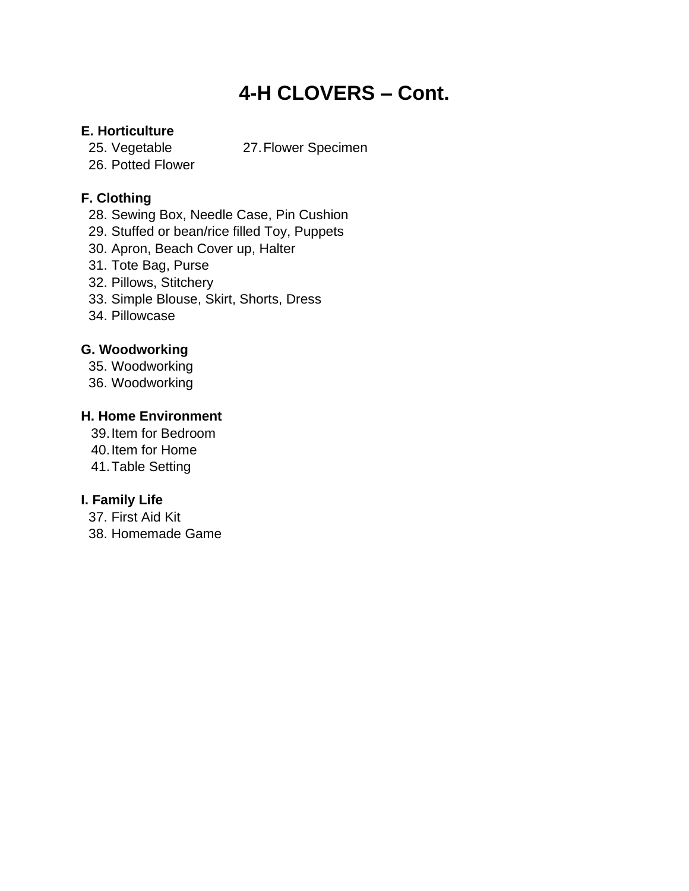# 4-H CLOVERS – Cont.

**E. Horticulture**

25. Vegetable
26. Potted Flower
27. Flower Specimen

**F. Clothing**

28. Sewing Box, Needle Case, Pin Cushion
29. Stuffed or bean/rice filled Toy, Puppets
30. Apron, Beach Cover up, Halter
31. Tote Bag, Purse
32. Pillows, Stitchery
33. Simple Blouse, Skirt, Shorts, Dress
34. Pillowcase

**G. Woodworking**

35. Woodworking
36. Woodworking

**H. Home Environment**

39. Item for Bedroom
40. Item for Home
41. Table Setting

**I. Family Life**

37. First Aid Kit
38. Homemade Game